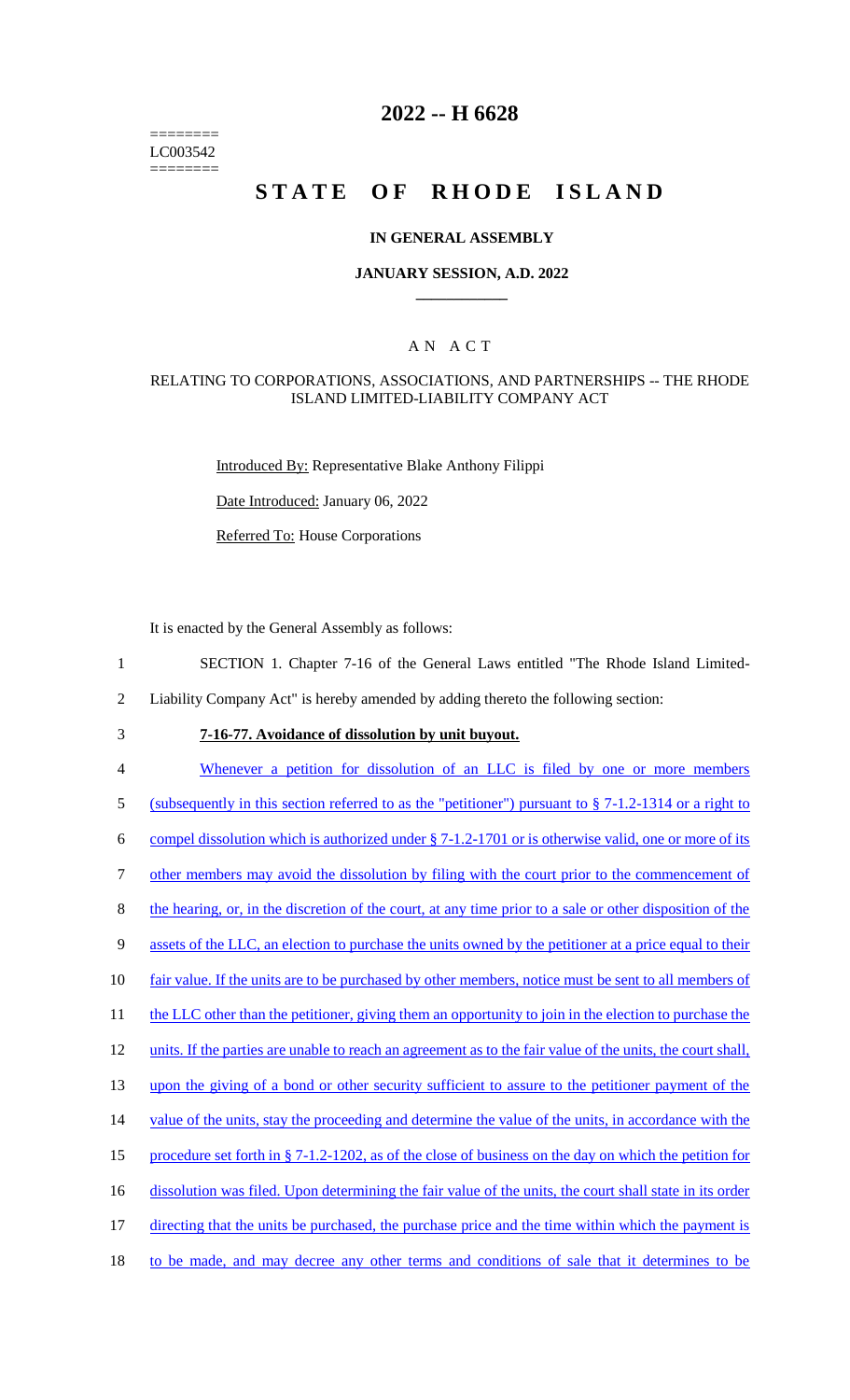========
LC003542
========

# 2022 -- H 6628

# STATE OF RHODE ISLAND

### IN GENERAL ASSEMBLY

### JANUARY SESSION, A.D. 2022

## A N A C T

### RELATING TO CORPORATIONS, ASSOCIATIONS, AND PARTNERSHIPS -- THE RHODE ISLAND LIMITED-LIABILITY COMPANY ACT

Introduced By: Representative Blake Anthony Filippi

Date Introduced: January 06, 2022

Referred To: House Corporations

It is enacted by the General Assembly as follows:

1 SECTION 1. Chapter 7-16 of the General Laws entitled "The Rhode Island Limited-
2 Liability Company Act" is hereby amended by adding thereto the following section:

3 **7-16-77. Avoidance of dissolution by unit buyout.**

4 Whenever a petition for dissolution of an LLC is filed by one or more members
5 (subsequently in this section referred to as the "petitioner") pursuant to § 7-1.2-1314 or a right to
6 compel dissolution which is authorized under § 7-1.2-1701 or is otherwise valid, one or more of its
7 other members may avoid the dissolution by filing with the court prior to the commencement of
8 the hearing, or, in the discretion of the court, at any time prior to a sale or other disposition of the
9 assets of the LLC, an election to purchase the units owned by the petitioner at a price equal to their
10 fair value. If the units are to be purchased by other members, notice must be sent to all members of
11 the LLC other than the petitioner, giving them an opportunity to join in the election to purchase the
12 units. If the parties are unable to reach an agreement as to the fair value of the units, the court shall,
13 upon the giving of a bond or other security sufficient to assure to the petitioner payment of the
14 value of the units, stay the proceeding and determine the value of the units, in accordance with the
15 procedure set forth in § 7-1.2-1202, as of the close of business on the day on which the petition for
16 dissolution was filed. Upon determining the fair value of the units, the court shall state in its order
17 directing that the units be purchased, the purchase price and the time within which the payment is
18 to be made, and may decree any other terms and conditions of sale that it determines to be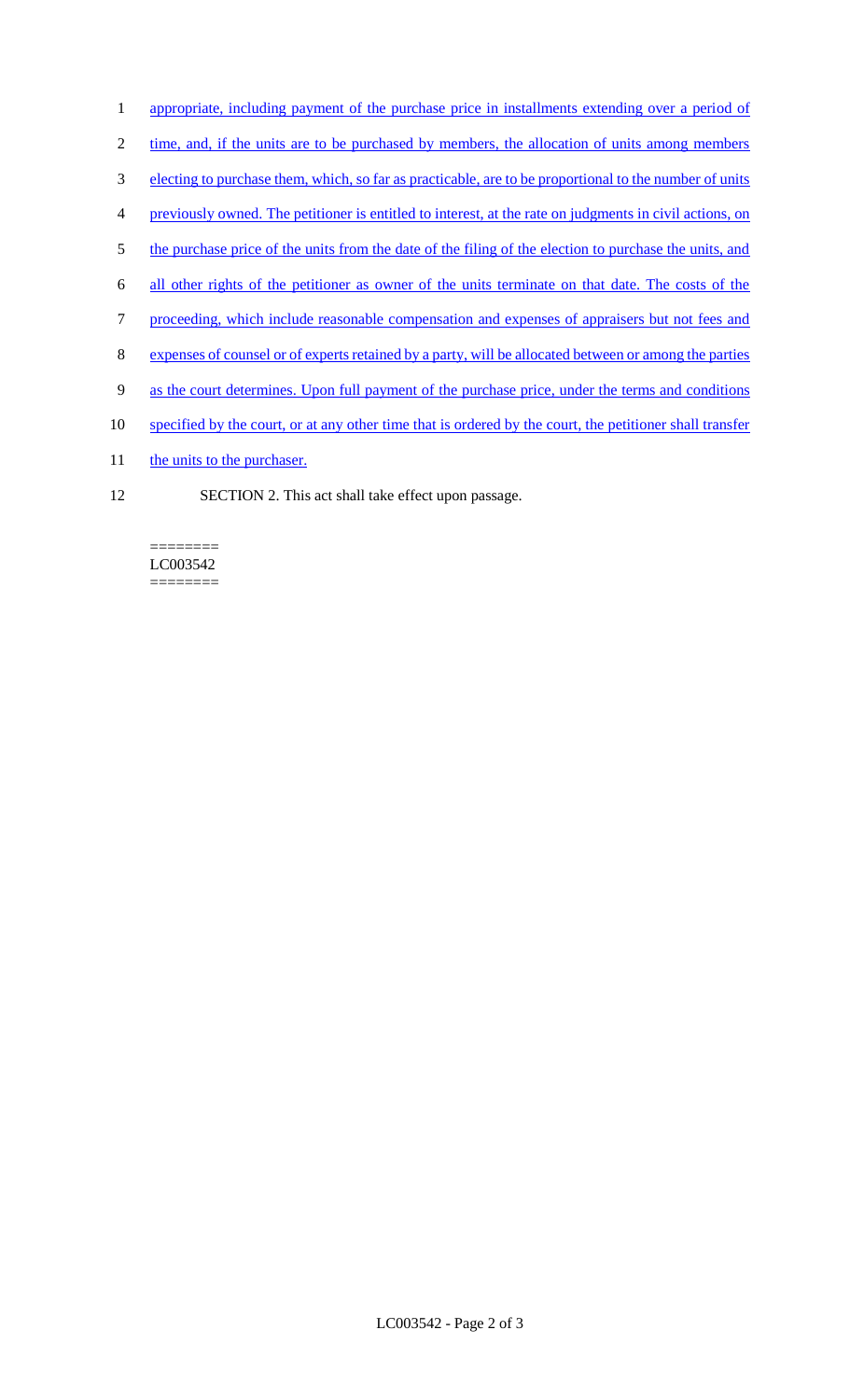appropriate, including payment of the purchase price in installments extending over a period of time, and, if the units are to be purchased by members, the allocation of units among members electing to purchase them, which, so far as practicable, are to be proportional to the number of units previously owned. The petitioner is entitled to interest, at the rate on judgments in civil actions, on the purchase price of the units from the date of the filing of the election to purchase the units, and all other rights of the petitioner as owner of the units terminate on that date. The costs of the proceeding, which include reasonable compensation and expenses of appraisers but not fees and expenses of counsel or of experts retained by a party, will be allocated between or among the parties as the court determines. Upon full payment of the purchase price, under the terms and conditions specified by the court, or at any other time that is ordered by the court, the petitioner shall transfer the units to the purchaser.

SECTION 2. This act shall take effect upon passage.

========
LC003542
========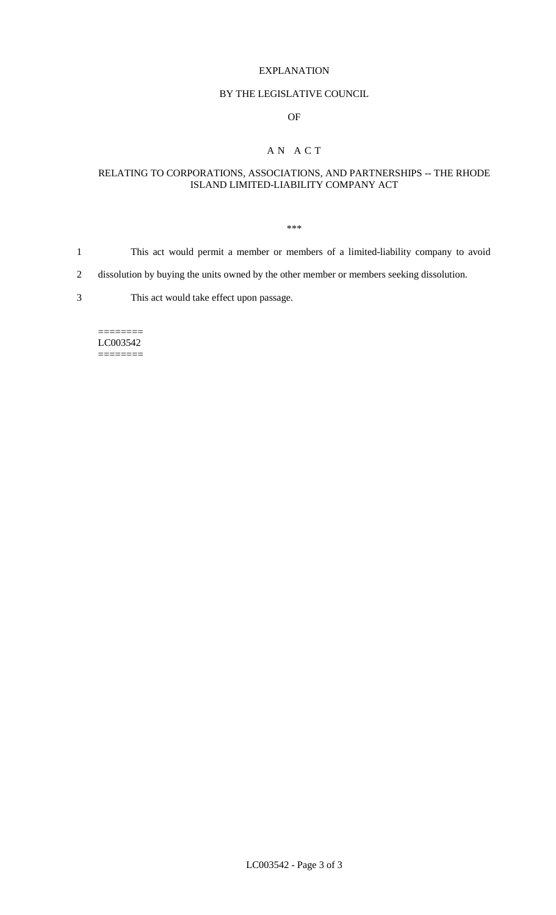EXPLANATION

BY THE LEGISLATIVE COUNCIL

OF

# A N A C T

RELATING TO CORPORATIONS, ASSOCIATIONS, AND PARTNERSHIPS -- THE RHODE ISLAND LIMITED-LIABILITY COMPANY ACT

***

1 This act would permit a member or members of a limited-liability company to avoid

2 dissolution by buying the units owned by the other member or members seeking dissolution.

3 This act would take effect upon passage.

========
LC003542
========